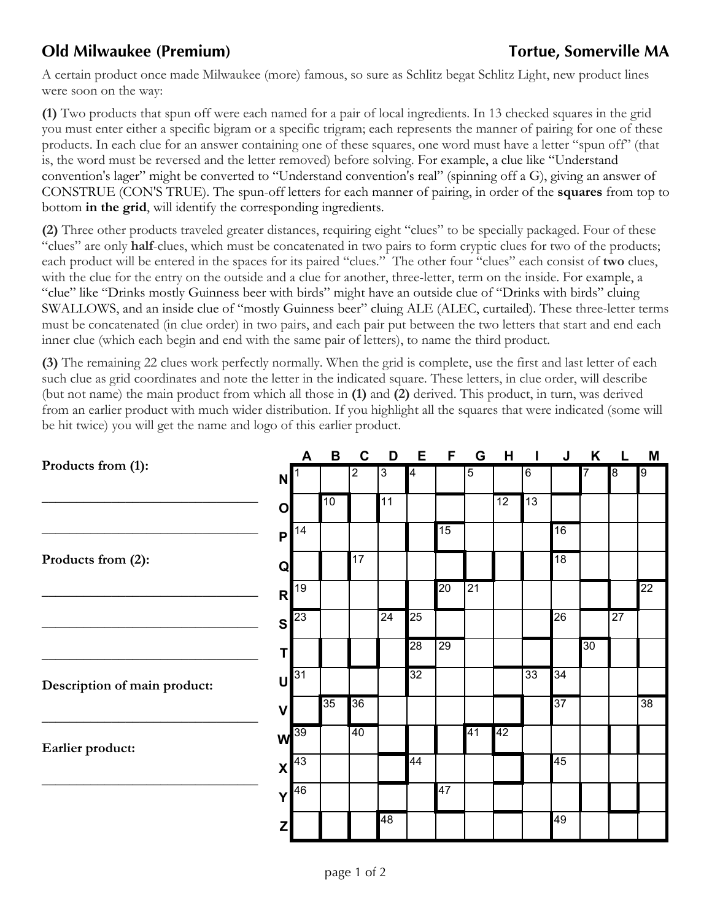## Old Milwaukee (Premium)

**Tortue, Somerville MA**

A certain product once made Milwaukee (more) famous, so sure as Schlitz begat Schlitz Light, new product lines were soon on the way:

**(1)** Two products that spun off were each named for a pair of local ingredients. In 13 checked squares in the grid you must enter either a specific bigram or a specific trigram; each represents the manner of pairing for one of these products. In each clue for an answer containing one of these squares, one word must have a letter "spun off" (that is, the word must be reversed and the letter removed) before solving. For example, a clue like "Understand convention's lager" might be converted to "Understand convention's real" (spinning off a G), giving an answer of CONSTRUE (CON'S TRUE). The spun-off letters for each manner of pairing, in order of the **squares** from top to bottom **in the grid**, will identify the corresponding ingredients.

**(2)** Three other products traveled greater distances, requiring eight "clues" to be specially packaged. Four of these "clues" are only **half**-clues, which must be concatenated in two pairs to form cryptic clues for two of the products; each product will be entered in the spaces for its paired "clues." The other four "clues" each consist of **two** clues, with the clue for the entry on the outside and a clue for another, three-letter, term on the inside. For example, a "clue" like "Drinks mostly Guinness beer with birds" might have an outside clue of "Drinks with birds" cluing SWALLOWS, and an inside clue of "mostly Guinness beer" cluing ALE (ALEC, curtailed). These three-letter terms must be concatenated (in clue order) in two pairs, and each pair put between the two letters that start and end each inner clue (which each begin and end with the same pair of letters), to name the third product.

**(3)** The remaining 22 clues work perfectly normally. When the grid is complete, use the first and last letter of each such clue as grid coordinates and note the letter in the indicated square. These letters, in clue order, will describe (but not name) the main product from which all those in **(1)** and **(2)** derived. This product, in turn, was derived from an earlier product with much wider distribution. If you highlight all the squares that were indicated (some will be hit twice) you will get the name and logo of this earlier product.

**Products from (1):**

_______________________________

_______________________________

**Products from (2):**

_______________________________

_______________________________

_______________________________

**Description of main product:**

_______________________________

**Earlier product:**

_______________________________

| | A | B | C | D | E | F | G | H | I | J | K | L | M |
|---|---|---|---|---|---|---|---|---|---|---|---|---|---|
| N | 1 | | 2 | 3 | 4 | | 5 | | 6 | | 7 | 8 | 9 |
| O | | 10 | | 11 | | | | 12 | 13 | | | | |
| P | 14 | | | | | 15 | | | | 16 | | | |
| Q | | | 17 | | | | | | | 18 | | | |
| R | 19 | | | | | 20 | 21 | | | | | | 22 |
| S | 23 | | | 24 | 25 | | | | | 26 | | 27 | |
| T | | | | | 28 | 29 | | | | | 30 | | |
| U | 31 | | | | 32 | | | | 33 | 34 | | | |
| V | | 35 | 36 | | | | | | | 37 | | | 38 |
| W | 39 | | 40 | | | | 41 | 42 | | | | | |
| X | 43 | | | | 44 | | | | | 45 | | | |
| Y | 46 | | | | | 47 | | | | | | | |
| Z | | | | 48 | | | | | | 49 | | | |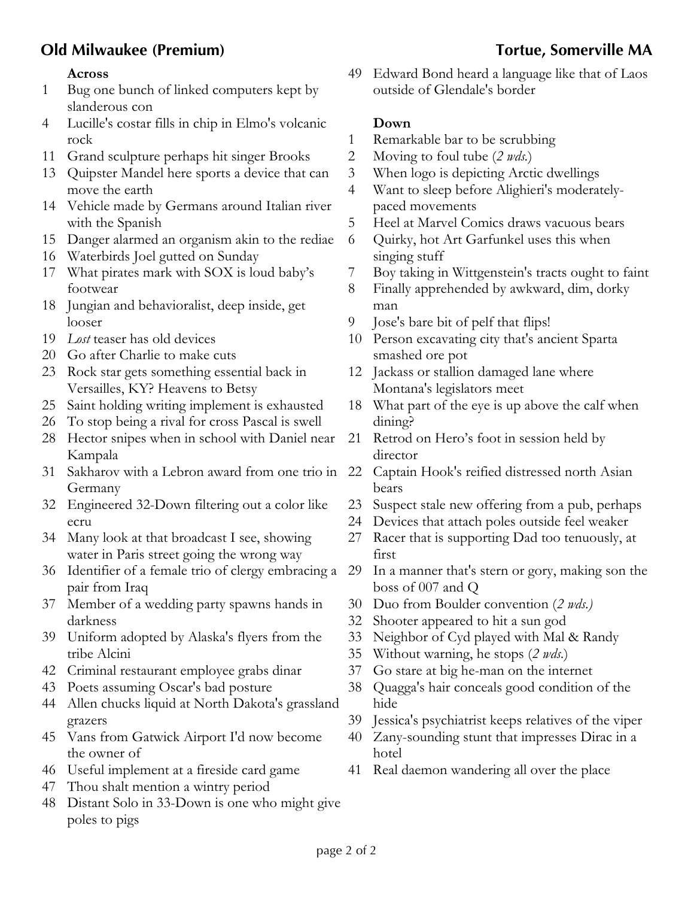## Old Milwaukee (Premium)

## Tortue, Somerville MA

### Across

1. Bug one bunch of linked computers kept by slanderous con
4. Lucille's costar fills in chip in Elmo's volcanic rock
11. Grand sculpture perhaps hit singer Brooks
13. Quipster Mandel here sports a device that can move the earth
14. Vehicle made by Germans around Italian river with the Spanish
15. Danger alarmed an organism akin to the rediae
16. Waterbirds Joel gutted on Sunday
17. What pirates mark with SOX is loud baby's footwear
18. Jungian and behavioralist, deep inside, get looser
19. *Lost* teaser has old devices
20. Go after Charlie to make cuts
23. Rock star gets something essential back in Versailles, KY? Heavens to Betsy
25. Saint holding writing implement is exhausted
26. To stop being a rival for cross Pascal is swell
28. Hector snipes when in school with Daniel near Kampala
31. Sakharov with a Lebron award from one trio in Germany
32. Engineered 32-Down filtering out a color like ecru
34. Many look at that broadcast I see, showing water in Paris street going the wrong way
36. Identifier of a female trio of clergy embracing a pair from Iraq
37. Member of a wedding party spawns hands in darkness
39. Uniform adopted by Alaska's flyers from the tribe Alcini
42. Criminal restaurant employee grabs dinar
43. Poets assuming Oscar's bad posture
44. Allen chucks liquid at North Dakota's grassland grazers
45. Vans from Gatwick Airport I'd now become the owner of
46. Useful implement at a fireside card game
47. Thou shalt mention a wintry period
48. Distant Solo in 33-Down is one who might give poles to pigs
49. Edward Bond heard a language like that of Laos outside of Glendale's border

### Down

1. Remarkable bar to be scrubbing
2. Moving to foul tube (*2 wds.*)
3. When logo is depicting Arctic dwellings
4. Want to sleep before Alighieri's moderately-paced movements
5. Heel at Marvel Comics draws vacuous bears
6. Quirky, hot Art Garfunkel uses this when singing stuff
7. Boy taking in Wittgenstein's tracts ought to faint
8. Finally apprehended by awkward, dim, dorky man
9. Jose's bare bit of pelf that flips!
10. Person excavating city that's ancient Sparta smashed ore pot
12. Jackass or stallion damaged lane where Montana's legislators meet
18. What part of the eye is up above the calf when dining?
21. Retrod on Hero's foot in session held by director
22. Captain Hook's reified distressed north Asian bears
23. Suspect stale new offering from a pub, perhaps
24. Devices that attach poles outside feel weaker
27. Racer that is supporting Dad too tenuously, at first
29. In a manner that's stern or gory, making son the boss of 007 and Q
30. Duo from Boulder convention (*2 wds.*)
32. Shooter appeared to hit a sun god
33. Neighbor of Cyd played with Mal & Randy
35. Without warning, he stops (*2 wds.*)
37. Go stare at big he-man on the internet
38. Quagga's hair conceals good condition of the hide
39. Jessica's psychiatrist keeps relatives of the viper
40. Zany-sounding stunt that impresses Dirac in a hotel
41. Real daemon wandering all over the place